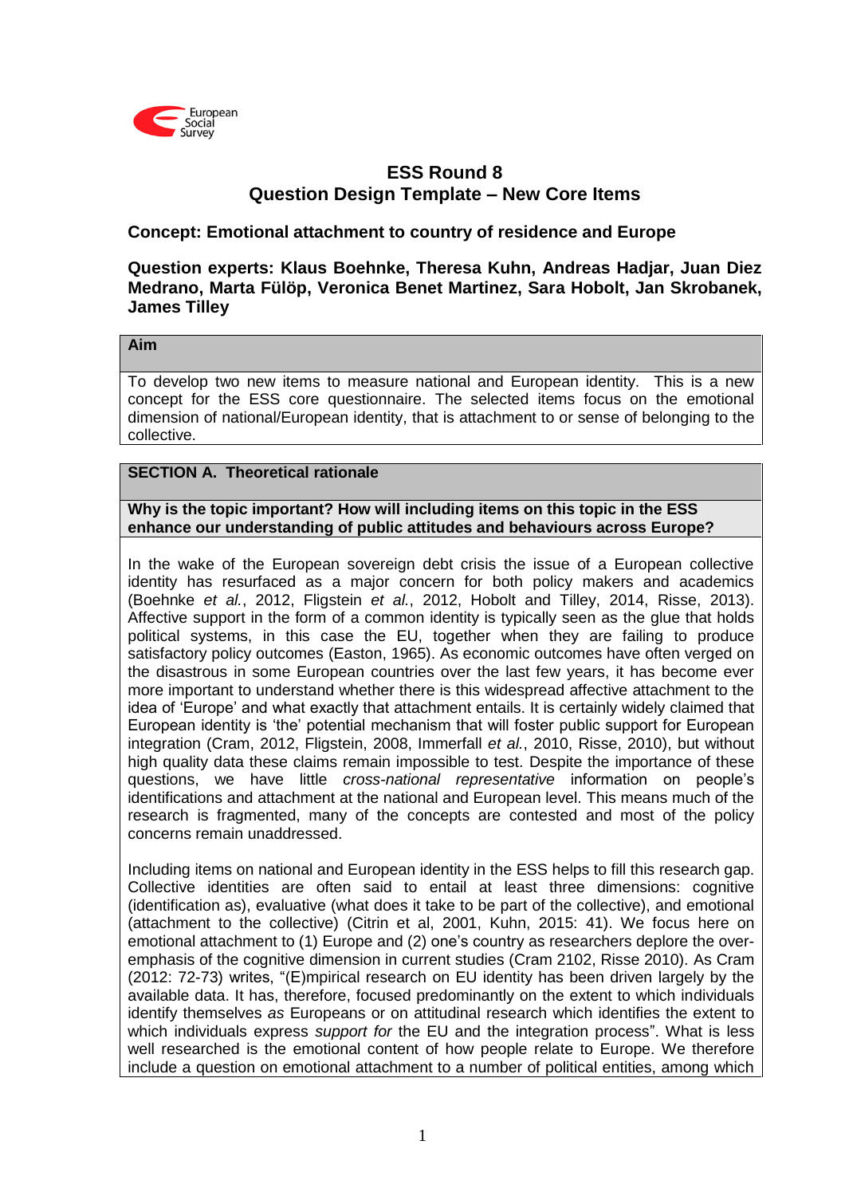# ESS Round 8
## Question Design Template – New Core Items

### Concept: Emotional attachment to country of residence and Europe

**Question experts: Klaus Boehnke, Theresa Kuhn, Andreas Hadjar, Juan Diez Medrano, Marta Fülöp, Veronica Benet Martinez, Sara Hobolt, Jan Skrobanek, James Tilley**

**Aim**

To develop two new items to measure national and European identity. This is a new concept for the ESS core questionnaire. The selected items focus on the emotional dimension of national/European identity, that is attachment to or sense of belonging to the collective.

**SECTION A. Theoretical rationale**

**Why is the topic important? How will including items on this topic in the ESS enhance our understanding of public attitudes and behaviours across Europe?**

In the wake of the European sovereign debt crisis the issue of a European collective identity has resurfaced as a major concern for both policy makers and academics (Boehnke *et al.*, 2012, Fligstein *et al.*, 2012, Hobolt and Tilley, 2014, Risse, 2013). Affective support in the form of a common identity is typically seen as the glue that holds political systems, in this case the EU, together when they are failing to produce satisfactory policy outcomes (Easton, 1965). As economic outcomes have often verged on the disastrous in some European countries over the last few years, it has become ever more important to understand whether there is this widespread affective attachment to the idea of 'Europe' and what exactly that attachment entails. It is certainly widely claimed that European identity is 'the' potential mechanism that will foster public support for European integration (Cram, 2012, Fligstein, 2008, Immerfall *et al.*, 2010, Risse, 2010), but without high quality data these claims remain impossible to test. Despite the importance of these questions, we have little *cross-national representative* information on people's identifications and attachment at the national and European level. This means much of the research is fragmented, many of the concepts are contested and most of the policy concerns remain unaddressed.

Including items on national and European identity in the ESS helps to fill this research gap. Collective identities are often said to entail at least three dimensions: cognitive (identification as), evaluative (what does it take to be part of the collective), and emotional (attachment to the collective) (Citrin et al, 2001, Kuhn, 2015: 41). We focus here on emotional attachment to (1) Europe and (2) one's country as researchers deplore the over-emphasis of the cognitive dimension in current studies (Cram 2102, Risse 2010). As Cram (2012: 72-73) writes, "(E)mpirical research on EU identity has been driven largely by the available data. It has, therefore, focused predominantly on the extent to which individuals identify themselves *as* Europeans or on attitudinal research which identifies the extent to which individuals express *support for* the EU and the integration process". What is less well researched is the emotional content of how people relate to Europe. We therefore include a question on emotional attachment to a number of political entities, among which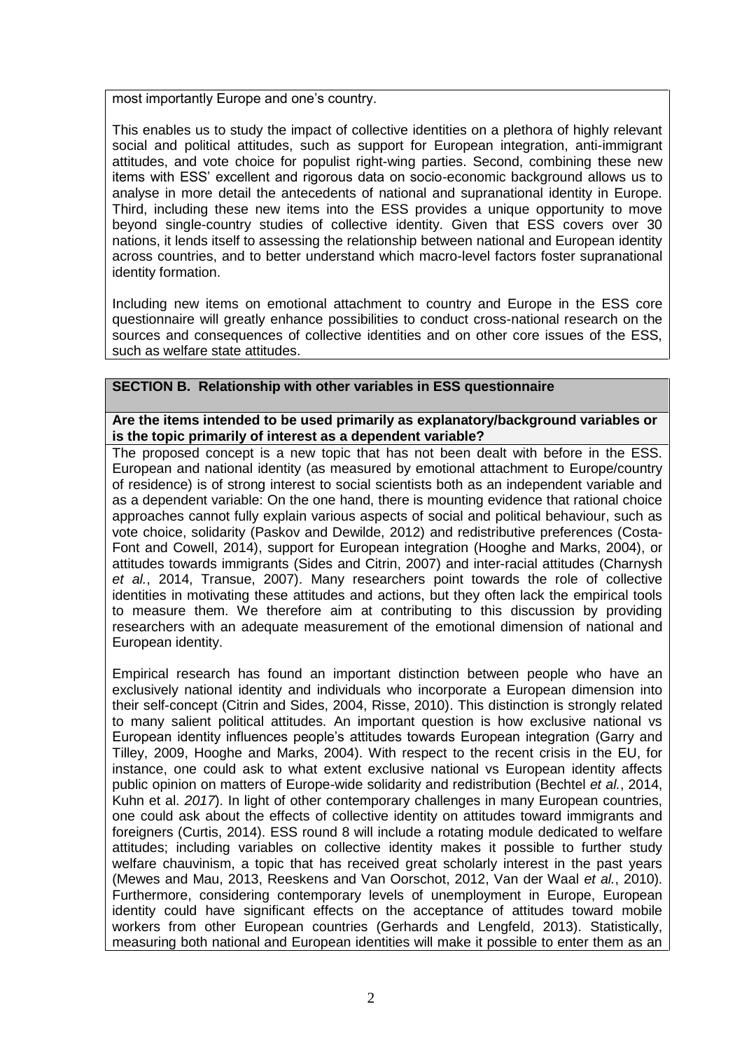most importantly Europe and one's country.

This enables us to study the impact of collective identities on a plethora of highly relevant social and political attitudes, such as support for European integration, anti-immigrant attitudes, and vote choice for populist right-wing parties. Second, combining these new items with ESS' excellent and rigorous data on socio-economic background allows us to analyse in more detail the antecedents of national and supranational identity in Europe. Third, including these new items into the ESS provides a unique opportunity to move beyond single-country studies of collective identity. Given that ESS covers over 30 nations, it lends itself to assessing the relationship between national and European identity across countries, and to better understand which macro-level factors foster supranational identity formation.

Including new items on emotional attachment to country and Europe in the ESS core questionnaire will greatly enhance possibilities to conduct cross-national research on the sources and consequences of collective identities and on other core issues of the ESS, such as welfare state attitudes.

## SECTION B. Relationship with other variables in ESS questionnaire

**Are the items intended to be used primarily as explanatory/background variables or is the topic primarily of interest as a dependent variable?**

The proposed concept is a new topic that has not been dealt with before in the ESS. European and national identity (as measured by emotional attachment to Europe/country of residence) is of strong interest to social scientists both as an independent variable and as a dependent variable: On the one hand, there is mounting evidence that rational choice approaches cannot fully explain various aspects of social and political behaviour, such as vote choice, solidarity (Paskov and Dewilde, 2012) and redistributive preferences (Costa-Font and Cowell, 2014), support for European integration (Hooghe and Marks, 2004), or attitudes towards immigrants (Sides and Citrin, 2007) and inter-racial attitudes (Charnysh *et al.*, 2014, Transue, 2007). Many researchers point towards the role of collective identities in motivating these attitudes and actions, but they often lack the empirical tools to measure them. We therefore aim at contributing to this discussion by providing researchers with an adequate measurement of the emotional dimension of national and European identity.

Empirical research has found an important distinction between people who have an exclusively national identity and individuals who incorporate a European dimension into their self-concept (Citrin and Sides, 2004, Risse, 2010). This distinction is strongly related to many salient political attitudes. An important question is how exclusive national vs European identity influences people's attitudes towards European integration (Garry and Tilley, 2009, Hooghe and Marks, 2004). With respect to the recent crisis in the EU, for instance, one could ask to what extent exclusive national vs European identity affects public opinion on matters of Europe-wide solidarity and redistribution (Bechtel *et al.*, 2014, Kuhn et al. *2017*). In light of other contemporary challenges in many European countries, one could ask about the effects of collective identity on attitudes toward immigrants and foreigners (Curtis, 2014). ESS round 8 will include a rotating module dedicated to welfare attitudes; including variables on collective identity makes it possible to further study welfare chauvinism, a topic that has received great scholarly interest in the past years (Mewes and Mau, 2013, Reeskens and Van Oorschot, 2012, Van der Waal *et al.*, 2010). Furthermore, considering contemporary levels of unemployment in Europe, European identity could have significant effects on the acceptance of attitudes toward mobile workers from other European countries (Gerhards and Lengfeld, 2013). Statistically, measuring both national and European identities will make it possible to enter them as an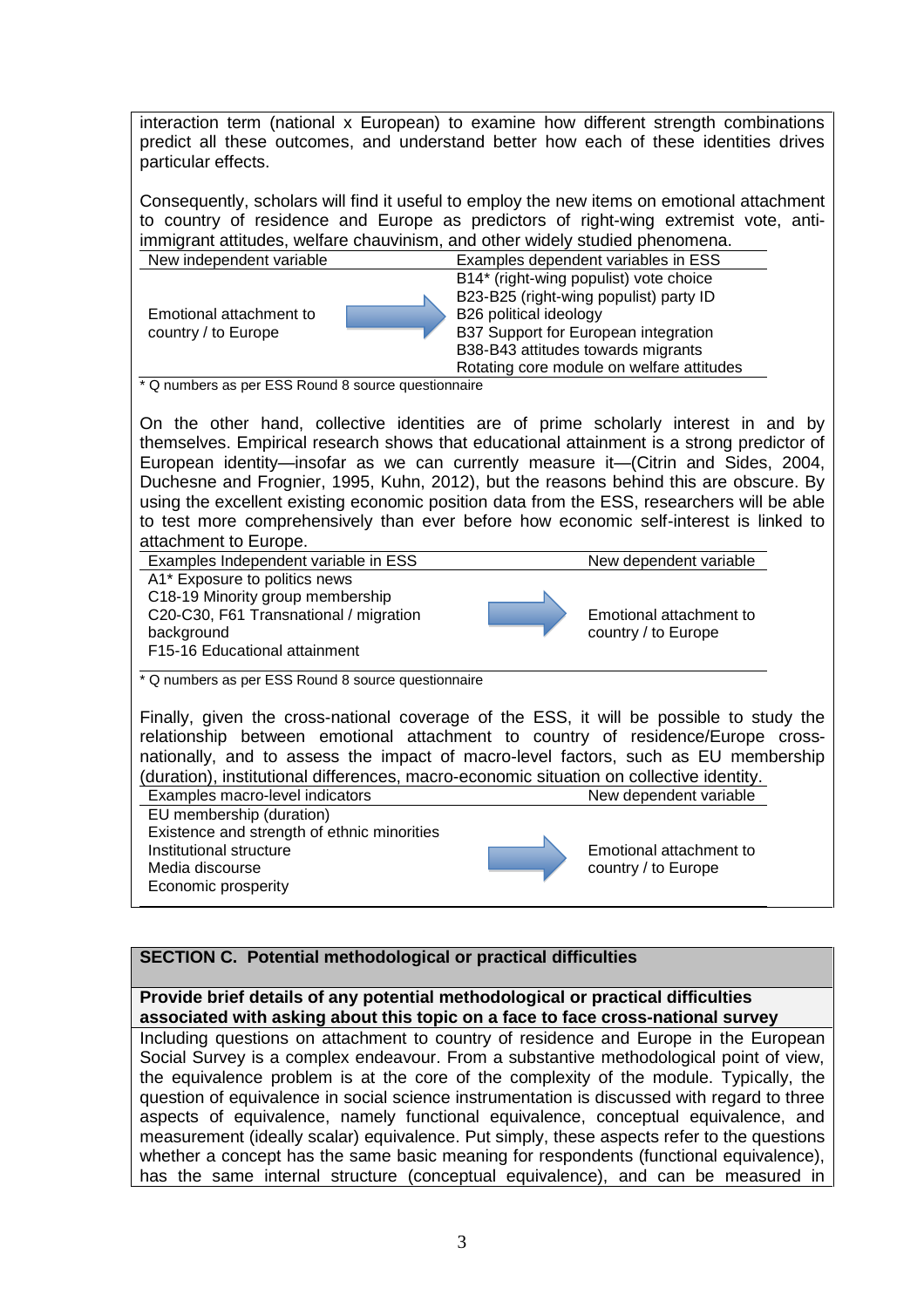interaction term (national x European) to examine how different strength combinations predict all these outcomes, and understand better how each of these identities drives particular effects.

Consequently, scholars will find it useful to employ the new items on emotional attachment to country of residence and Europe as predictors of right-wing extremist vote, anti-immigrant attitudes, welfare chauvinism, and other widely studied phenomena.

| New independent variable | | Examples dependent variables in ESS |
|---|---|---|
| Emotional attachment to country / to Europe | → | B14* (right-wing populist) vote choice<br>B23-B25 (right-wing populist) party ID<br>B26 political ideology<br>B37 Support for European integration<br>B38-B43 attitudes towards migrants<br>Rotating core module on welfare attitudes |

\* Q numbers as per ESS Round 8 source questionnaire

On the other hand, collective identities are of prime scholarly interest in and by themselves. Empirical research shows that educational attainment is a strong predictor of European identity—insofar as we can currently measure it—(Citrin and Sides, 2004, Duchesne and Frognier, 1995, Kuhn, 2012), but the reasons behind this are obscure. By using the excellent existing economic position data from the ESS, researchers will be able to test more comprehensively than ever before how economic self-interest is linked to attachment to Europe.

| Examples Independent variable in ESS | | New dependent variable |
|---|---|---|
| A1* Exposure to politics news<br>C18-19 Minority group membership<br>C20-C30, F61 Transnational / migration background<br>F15-16 Educational attainment | → | Emotional attachment to country / to Europe |

\* Q numbers as per ESS Round 8 source questionnaire

Finally, given the cross-national coverage of the ESS, it will be possible to study the relationship between emotional attachment to country of residence/Europe cross-nationally, and to assess the impact of macro-level factors, such as EU membership (duration), institutional differences, macro-economic situation on collective identity.

| Examples macro-level indicators | | New dependent variable |
|---|---|---|
| EU membership (duration)<br>Existence and strength of ethnic minorities<br>Institutional structure<br>Media discourse<br>Economic prosperity | → | Emotional attachment to country / to Europe |

## SECTION C. Potential methodological or practical difficulties

**Provide brief details of any potential methodological or practical difficulties associated with asking about this topic on a face to face cross-national survey**

Including questions on attachment to country of residence and Europe in the European Social Survey is a complex endeavour. From a substantive methodological point of view, the equivalence problem is at the core of the complexity of the module. Typically, the question of equivalence in social science instrumentation is discussed with regard to three aspects of equivalence, namely functional equivalence, conceptual equivalence, and measurement (ideally scalar) equivalence. Put simply, these aspects refer to the questions whether a concept has the same basic meaning for respondents (functional equivalence), has the same internal structure (conceptual equivalence), and can be measured in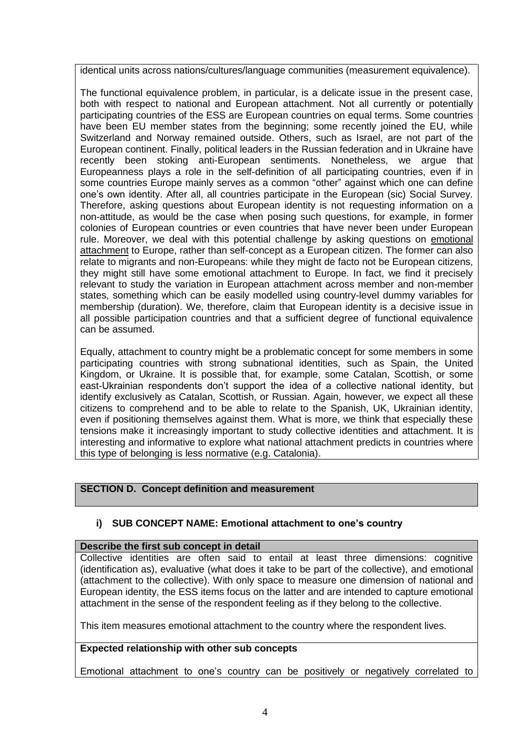identical units across nations/cultures/language communities (measurement equivalence).

The functional equivalence problem, in particular, is a delicate issue in the present case, both with respect to national and European attachment. Not all currently or potentially participating countries of the ESS are European countries on equal terms. Some countries have been EU member states from the beginning; some recently joined the EU, while Switzerland and Norway remained outside. Others, such as Israel, are not part of the European continent. Finally, political leaders in the Russian federation and in Ukraine have recently been stoking anti-European sentiments. Nonetheless, we argue that Europeanness plays a role in the self-definition of all participating countries, even if in some countries Europe mainly serves as a common "other" against which one can define one's own identity. After all, all countries participate in the European (sic) Social Survey. Therefore, asking questions about European identity is not requesting information on a non-attitude, as would be the case when posing such questions, for example, in former colonies of European countries or even countries that have never been under European rule. Moreover, we deal with this potential challenge by asking questions on <u>emotional attachment</u> to Europe, rather than self-concept as a European citizen. The former can also relate to migrants and non-Europeans: while they might de facto not be European citizens, they might still have some emotional attachment to Europe. In fact, we find it precisely relevant to study the variation in European attachment across member and non-member states, something which can be easily modelled using country-level dummy variables for membership (duration). We, therefore, claim that European identity is a decisive issue in all possible participation countries and that a sufficient degree of functional equivalence can be assumed.

Equally, attachment to country might be a problematic concept for some members in some participating countries with strong subnational identities, such as Spain, the United Kingdom, or Ukraine. It is possible that, for example, some Catalan, Scottish, or some east-Ukrainian respondents don't support the idea of a collective national identity, but identify exclusively as Catalan, Scottish, or Russian. Again, however, we expect all these citizens to comprehend and to be able to relate to the Spanish, UK, Ukrainian identity, even if positioning themselves against them. What is more, we think that especially these tensions make it increasingly important to study collective identities and attachment. It is interesting and informative to explore what national attachment predicts in countries where this type of belonging is less normative (e.g. Catalonia).

## SECTION D. Concept definition and measurement

### i) SUB CONCEPT NAME: Emotional attachment to one's country

**Describe the first sub concept in detail**

Collective identities are often said to entail at least three dimensions: cognitive (identification as), evaluative (what does it take to be part of the collective), and emotional (attachment to the collective). With only space to measure one dimension of national and European identity, the ESS items focus on the latter and are intended to capture emotional attachment in the sense of the respondent feeling as if they belong to the collective.

This item measures emotional attachment to the country where the respondent lives.

**Expected relationship with other sub concepts**

Emotional attachment to one's country can be positively or negatively correlated to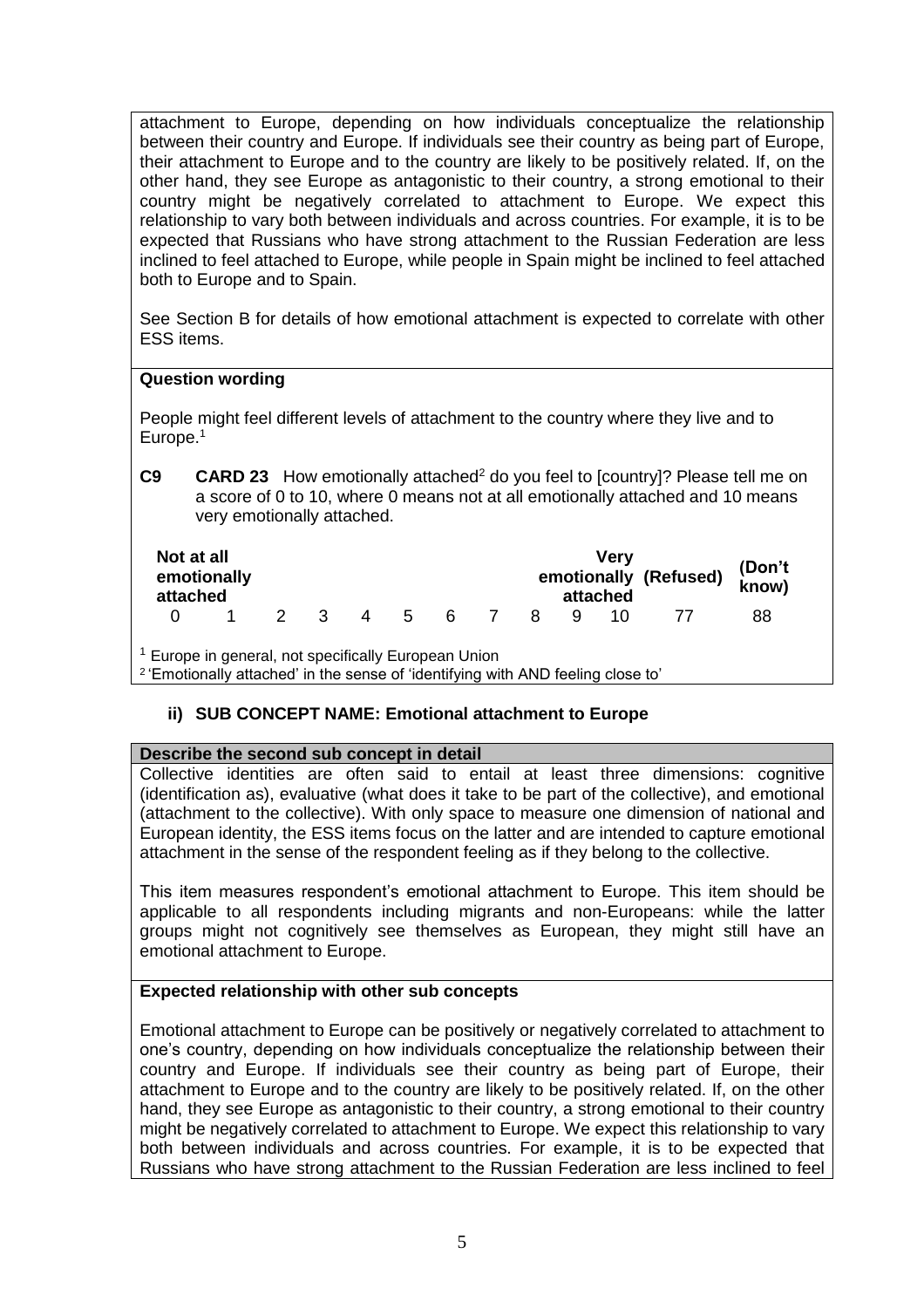attachment to Europe, depending on how individuals conceptualize the relationship between their country and Europe. If individuals see their country as being part of Europe, their attachment to Europe and to the country are likely to be positively related. If, on the other hand, they see Europe as antagonistic to their country, a strong emotional to their country might be negatively correlated to attachment to Europe. We expect this relationship to vary both between individuals and across countries. For example, it is to be expected that Russians who have strong attachment to the Russian Federation are less inclined to feel attached to Europe, while people in Spain might be inclined to feel attached both to Europe and to Spain.

See Section B for details of how emotional attachment is expected to correlate with other ESS items.

**Question wording**

People might feel different levels of attachment to the country where they live and to Europe.[1]

**C9** **CARD 23** How emotionally attached[2] do you feel to [country]? Please tell me on a score of 0 to 10, where 0 means not at all emotionally attached and 10 means very emotionally attached.

| Not at all emotionally attached | | | | | | | | | | Very emotionally attached | (Refused) | (Don't know) |
|---|---|---|---|---|---|---|---|---|---|---|---|---|
| 0 | 1 | 2 | 3 | 4 | 5 | 6 | 7 | 8 | 9 | 10 | 77 | 88 |

[1] Europe in general, not specifically European Union
[2] 'Emotionally attached' in the sense of 'identifying with AND feeling close to'

### ii) SUB CONCEPT NAME: Emotional attachment to Europe

**Describe the second sub concept in detail**

Collective identities are often said to entail at least three dimensions: cognitive (identification as), evaluative (what does it take to be part of the collective), and emotional (attachment to the collective). With only space to measure one dimension of national and European identity, the ESS items focus on the latter and are intended to capture emotional attachment in the sense of the respondent feeling as if they belong to the collective.

This item measures respondent's emotional attachment to Europe. This item should be applicable to all respondents including migrants and non-Europeans: while the latter groups might not cognitively see themselves as European, they might still have an emotional attachment to Europe.

**Expected relationship with other sub concepts**

Emotional attachment to Europe can be positively or negatively correlated to attachment to one's country, depending on how individuals conceptualize the relationship between their country and Europe. If individuals see their country as being part of Europe, their attachment to Europe and to the country are likely to be positively related. If, on the other hand, they see Europe as antagonistic to their country, a strong emotional to their country might be negatively correlated to attachment to Europe. We expect this relationship to vary both between individuals and across countries. For example, it is to be expected that Russians who have strong attachment to the Russian Federation are less inclined to feel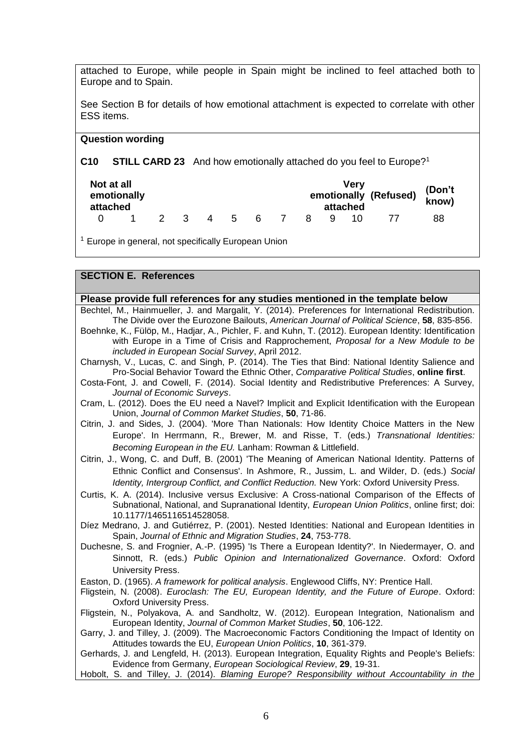attached to Europe, while people in Spain might be inclined to feel attached both to Europe and to Spain.

See Section B for details of how emotional attachment is expected to correlate with other ESS items.

**Question wording**

**C10 STILL CARD 23** And how emotionally attached do you feel to Europe?[1]

| Not at all emotionally attached | | | | | | | | | | Very emotionally attached | (Refused) | (Don't know) |
|---|---|---|---|---|---|---|---|---|---|---|---|---|
| 0 | 1 | 2 | 3 | 4 | 5 | 6 | 7 | 8 | 9 | 10 | 77 | 88 |

[1] Europe in general, not specifically European Union

## SECTION E. References

**Please provide full references for any studies mentioned in the template below**

Bechtel, M., Hainmueller, J. and Margalit, Y. (2014). Preferences for International Redistribution. The Divide over the Eurozone Bailouts, *American Journal of Political Science*, **58**, 835-856.

Boehnke, K., Fülöp, M., Hadjar, A., Pichler, F. and Kuhn, T. (2012). European Identity: Identification with Europe in a Time of Crisis and Rapprochement, *Proposal for a New Module to be included in European Social Survey*, April 2012.

Charnysh, V., Lucas, C. and Singh, P. (2014). The Ties that Bind: National Identity Salience and Pro-Social Behavior Toward the Ethnic Other, *Comparative Political Studies*, **online first**.

Costa-Font, J. and Cowell, F. (2014). Social Identity and Redistributive Preferences: A Survey, *Journal of Economic Surveys*.

Cram, L. (2012). Does the EU need a Navel? Implicit and Explicit Identification with the European Union, *Journal of Common Market Studies*, **50**, 71-86.

Citrin, J. and Sides, J. (2004). 'More Than Nationals: How Identity Choice Matters in the New Europe'. In Herrmann, R., Brewer, M. and Risse, T. (eds.) *Transnational Identities: Becoming European in the EU.* Lanham: Rowman & Littlefield.

Citrin, J., Wong, C. and Duff, B. (2001) 'The Meaning of American National Identity. Patterns of Ethnic Conflict and Consensus'. In Ashmore, R., Jussim, L. and Wilder, D. (eds.) *Social Identity, Intergroup Conflict, and Conflict Reduction.* New York: Oxford University Press.

Curtis, K. A. (2014). Inclusive versus Exclusive: A Cross-national Comparison of the Effects of Subnational, National, and Supranational Identity, *European Union Politics*, online first; doi: 10.1177/1465116514528058.

Díez Medrano, J. and Gutiérrez, P. (2001). Nested Identities: National and European Identities in Spain, *Journal of Ethnic and Migration Studies*, **24**, 753-778.

Duchesne, S. and Frognier, A.-P. (1995) 'Is There a European Identity?'. In Niedermayer, O. and Sinnott, R. (eds.) *Public Opinion and Internationalized Governance*. Oxford: Oxford University Press.

Easton, D. (1965). *A framework for political analysis*. Englewood Cliffs, NY: Prentice Hall.

Fligstein, N. (2008). *Euroclash: The EU, European Identity, and the Future of Europe*. Oxford: Oxford University Press.

Fligstein, N., Polyakova, A. and Sandholtz, W. (2012). European Integration, Nationalism and European Identity, *Journal of Common Market Studies*, **50**, 106-122.

Garry, J. and Tilley, J. (2009). The Macroeconomic Factors Conditioning the Impact of Identity on Attitudes towards the EU, *European Union Politics*, **10**, 361-379.

Gerhards, J. and Lengfeld, H. (2013). European Integration, Equality Rights and People's Beliefs: Evidence from Germany, *European Sociological Review*, **29**, 19-31.

Hobolt, S. and Tilley, J. (2014). *Blaming Europe? Responsibility without Accountability in the*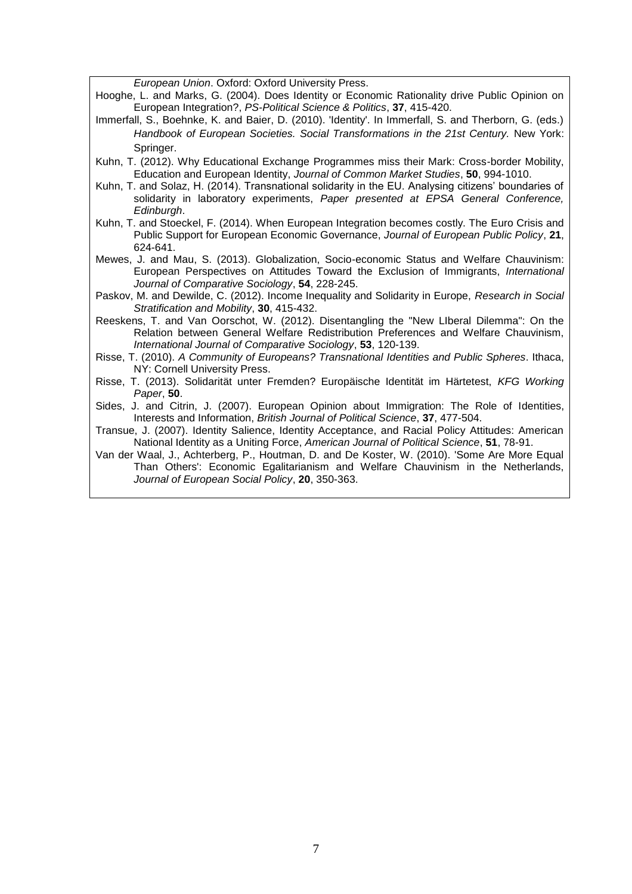*European Union*. Oxford: Oxford University Press.

Hooghe, L. and Marks, G. (2004). Does Identity or Economic Rationality drive Public Opinion on European Integration?, *PS-Political Science & Politics*, **37**, 415-420.

Immerfall, S., Boehnke, K. and Baier, D. (2010). 'Identity'. In Immerfall, S. and Therborn, G. (eds.) *Handbook of European Societies. Social Transformations in the 21st Century.* New York: Springer.

Kuhn, T. (2012). Why Educational Exchange Programmes miss their Mark: Cross-border Mobility, Education and European Identity, *Journal of Common Market Studies*, **50**, 994-1010.

Kuhn, T. and Solaz, H. (2014). Transnational solidarity in the EU. Analysing citizens' boundaries of solidarity in laboratory experiments, *Paper presented at EPSA General Conference, Edinburgh*.

Kuhn, T. and Stoeckel, F. (2014). When European Integration becomes costly. The Euro Crisis and Public Support for European Economic Governance, *Journal of European Public Policy*, **21**, 624-641.

Mewes, J. and Mau, S. (2013). Globalization, Socio-economic Status and Welfare Chauvinism: European Perspectives on Attitudes Toward the Exclusion of Immigrants, *International Journal of Comparative Sociology*, **54**, 228-245.

Paskov, M. and Dewilde, C. (2012). Income Inequality and Solidarity in Europe, *Research in Social Stratification and Mobility*, **30**, 415-432.

Reeskens, T. and Van Oorschot, W. (2012). Disentangling the "New LIberal Dilemma": On the Relation between General Welfare Redistribution Preferences and Welfare Chauvinism, *International Journal of Comparative Sociology*, **53**, 120-139.

Risse, T. (2010). *A Community of Europeans? Transnational Identities and Public Spheres*. Ithaca, NY: Cornell University Press.

Risse, T. (2013). Solidarität unter Fremden? Europäische Identität im Härtetest, *KFG Working Paper*, **50**.

Sides, J. and Citrin, J. (2007). European Opinion about Immigration: The Role of Identities, Interests and Information, *British Journal of Political Science*, **37**, 477-504.

Transue, J. (2007). Identity Salience, Identity Acceptance, and Racial Policy Attitudes: American National Identity as a Uniting Force, *American Journal of Political Science*, **51**, 78-91.

Van der Waal, J., Achterberg, P., Houtman, D. and De Koster, W. (2010). 'Some Are More Equal Than Others': Economic Egalitarianism and Welfare Chauvinism in the Netherlands, *Journal of European Social Policy*, **20**, 350-363.